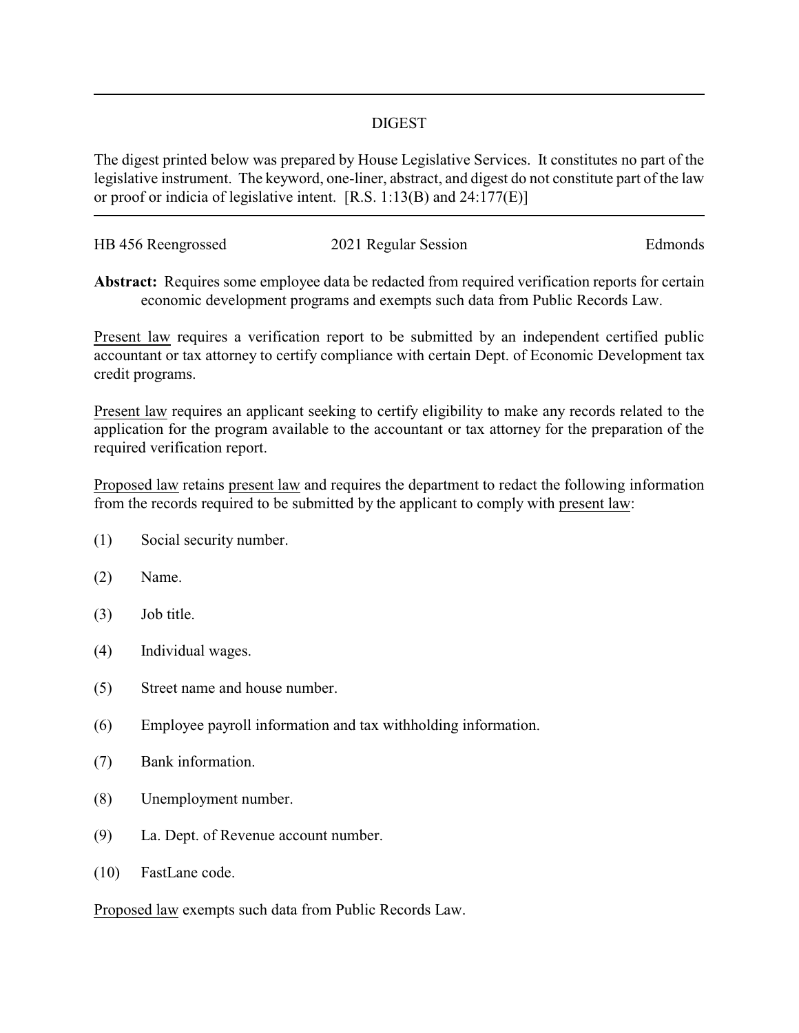## DIGEST

The digest printed below was prepared by House Legislative Services. It constitutes no part of the legislative instrument. The keyword, one-liner, abstract, and digest do not constitute part of the law or proof or indicia of legislative intent. [R.S. 1:13(B) and 24:177(E)]

HB 456 Reengrossed | 2021 Regular Session | Edmonds

**Abstract:** Requires some employee data be redacted from required verification reports for certain economic development programs and exempts such data from Public Records Law.

Present law requires a verification report to be submitted by an independent certified public accountant or tax attorney to certify compliance with certain Dept. of Economic Development tax credit programs.

Present law requires an applicant seeking to certify eligibility to make any records related to the application for the program available to the accountant or tax attorney for the preparation of the required verification report.

Proposed law retains present law and requires the department to redact the following information from the records required to be submitted by the applicant to comply with present law:

(1) Social security number.

(2) Name.

(3) Job title.

(4) Individual wages.

(5) Street name and house number.

(6) Employee payroll information and tax withholding information.

(7) Bank information.

(8) Unemployment number.

(9) La. Dept. of Revenue account number.

(10) FastLane code.

Proposed law exempts such data from Public Records Law.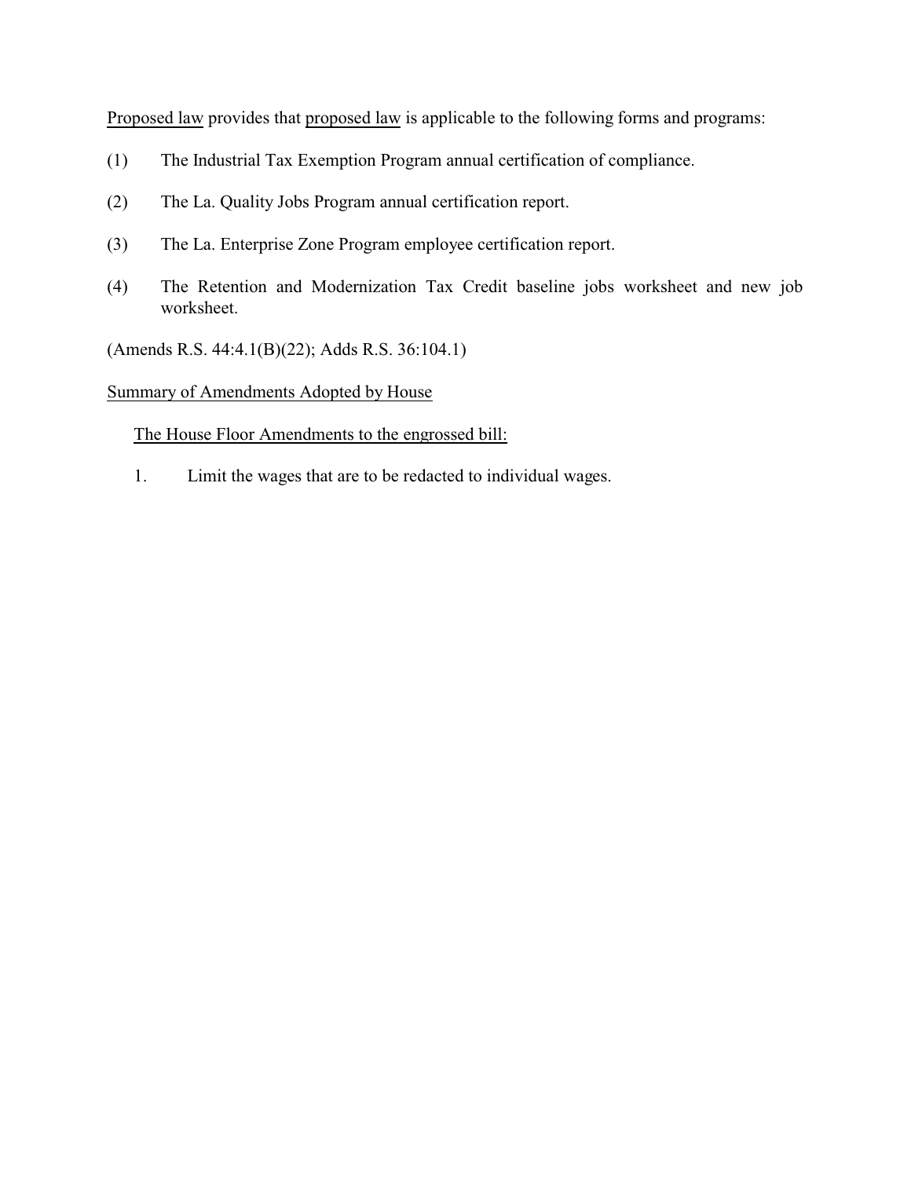Proposed law provides that proposed law is applicable to the following forms and programs:

(1) The Industrial Tax Exemption Program annual certification of compliance.

(2) The La. Quality Jobs Program annual certification report.

(3) The La. Enterprise Zone Program employee certification report.

(4) The Retention and Modernization Tax Credit baseline jobs worksheet and new job worksheet.

(Amends R.S. 44:4.1(B)(22); Adds R.S. 36:104.1)

Summary of Amendments Adopted by House

The House Floor Amendments to the engrossed bill:

1. Limit the wages that are to be redacted to individual wages.